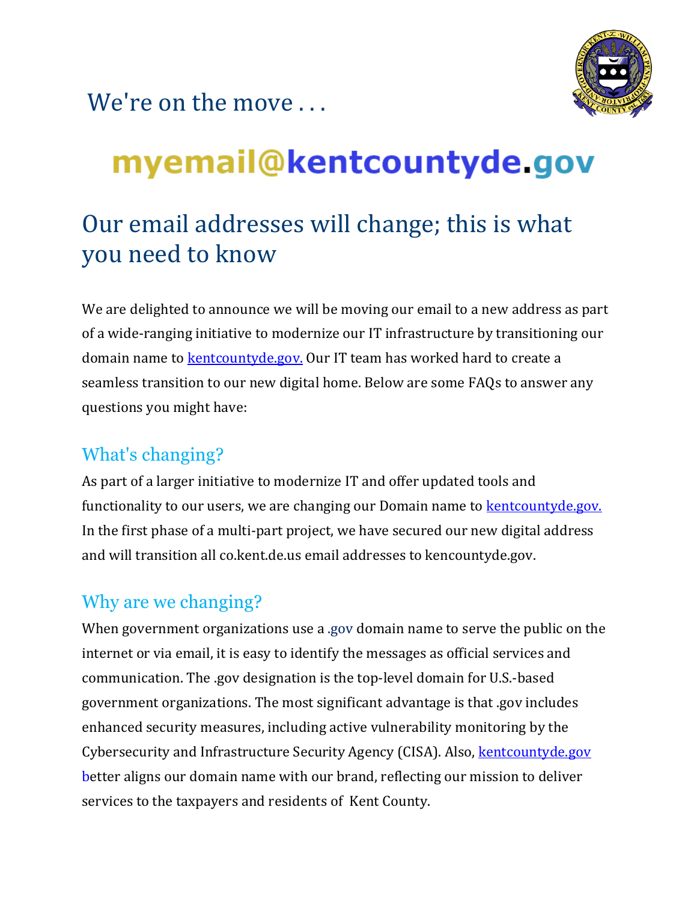# We're on the move . . .

**myemail@kentcountyde.gov**

## Our email addresses will change; this is what you need to know

We are delighted to announce we will be moving our email to a new address as part of a wide-ranging initiative to modernize our IT infrastructure by transitioning our domain name to kentcountyde.gov. Our IT team has worked hard to create a seamless transition to our new digital home. Below are some FAQs to answer any questions you might have:

### What's changing?

As part of a larger initiative to modernize IT and offer updated tools and functionality to our users, we are changing our Domain name to kentcountyde.gov. In the first phase of a multi-part project, we have secured our new digital address and will transition all co.kent.de.us email addresses to kencountyde.gov.

### Why are we changing?

When government organizations use a .gov domain name to serve the public on the internet or via email, it is easy to identify the messages as official services and communication. The .gov designation is the top-level domain for U.S.-based government organizations. The most significant advantage is that .gov includes enhanced security measures, including active vulnerability monitoring by the Cybersecurity and Infrastructure Security Agency (CISA). Also, kentcountyde.gov better aligns our domain name with our brand, reflecting our mission to deliver services to the taxpayers and residents of Kent County.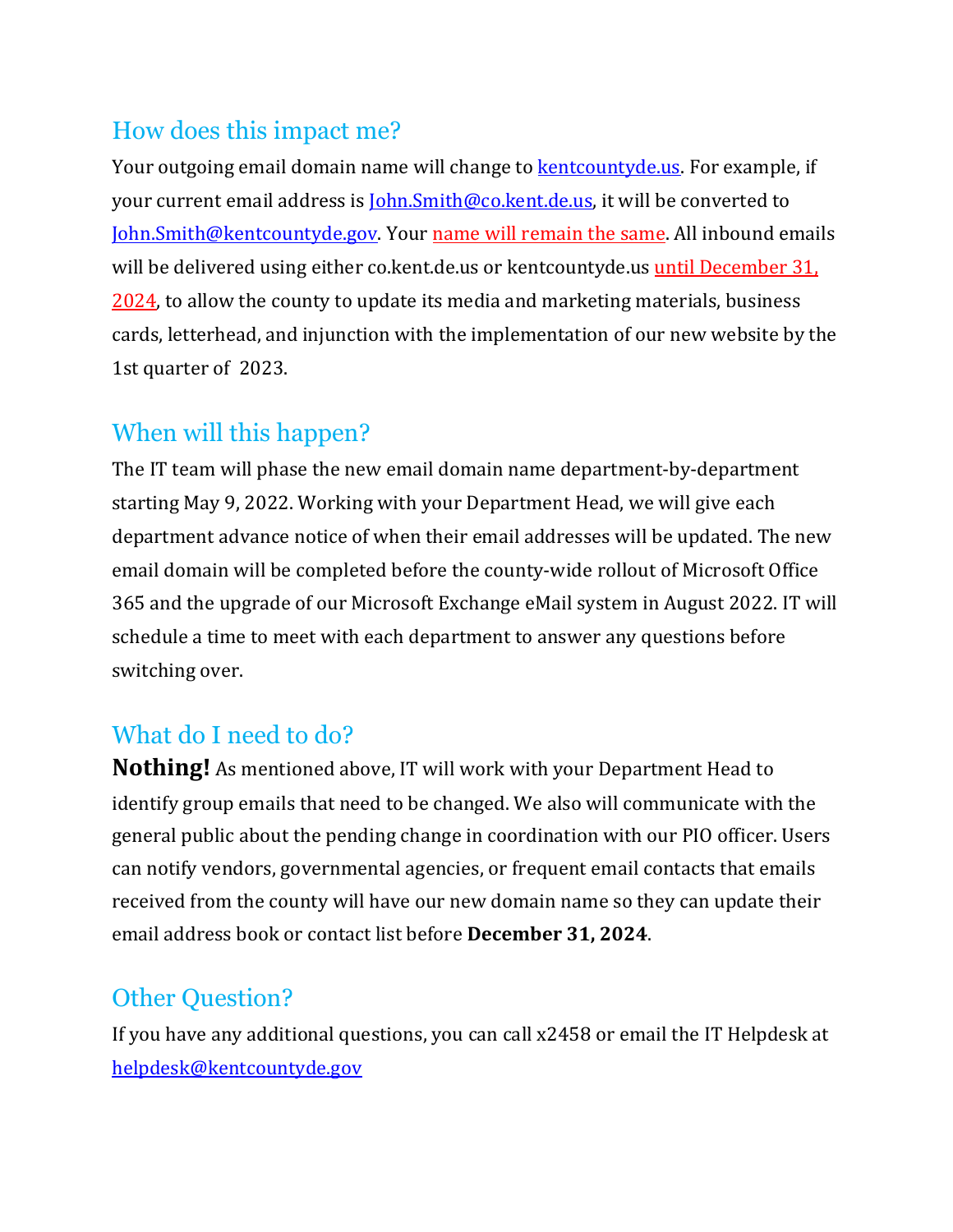## How does this impact me?

Your outgoing email domain name will change to kentcountyde.us. For example, if your current email address is John.Smith@co.kent.de.us, it will be converted to John.Smith@kentcountyde.gov. Your name will remain the same. All inbound emails will be delivered using either co.kent.de.us or kentcountyde.us until December 31, 2024, to allow the county to update its media and marketing materials, business cards, letterhead, and injunction with the implementation of our new website by the 1st quarter of 2023.

## When will this happen?

The IT team will phase the new email domain name department-by-department starting May 9, 2022. Working with your Department Head, we will give each department advance notice of when their email addresses will be updated. The new email domain will be completed before the county-wide rollout of Microsoft Office 365 and the upgrade of our Microsoft Exchange eMail system in August 2022. IT will schedule a time to meet with each department to answer any questions before switching over.

## What do I need to do?

**Nothing!** As mentioned above, IT will work with your Department Head to identify group emails that need to be changed. We also will communicate with the general public about the pending change in coordination with our PIO officer. Users can notify vendors, governmental agencies, or frequent email contacts that emails received from the county will have our new domain name so they can update their email address book or contact list before **December 31, 2024**.

## Other Question?

If you have any additional questions, you can call x2458 or email the IT Helpdesk at helpdesk@kentcountyde.gov